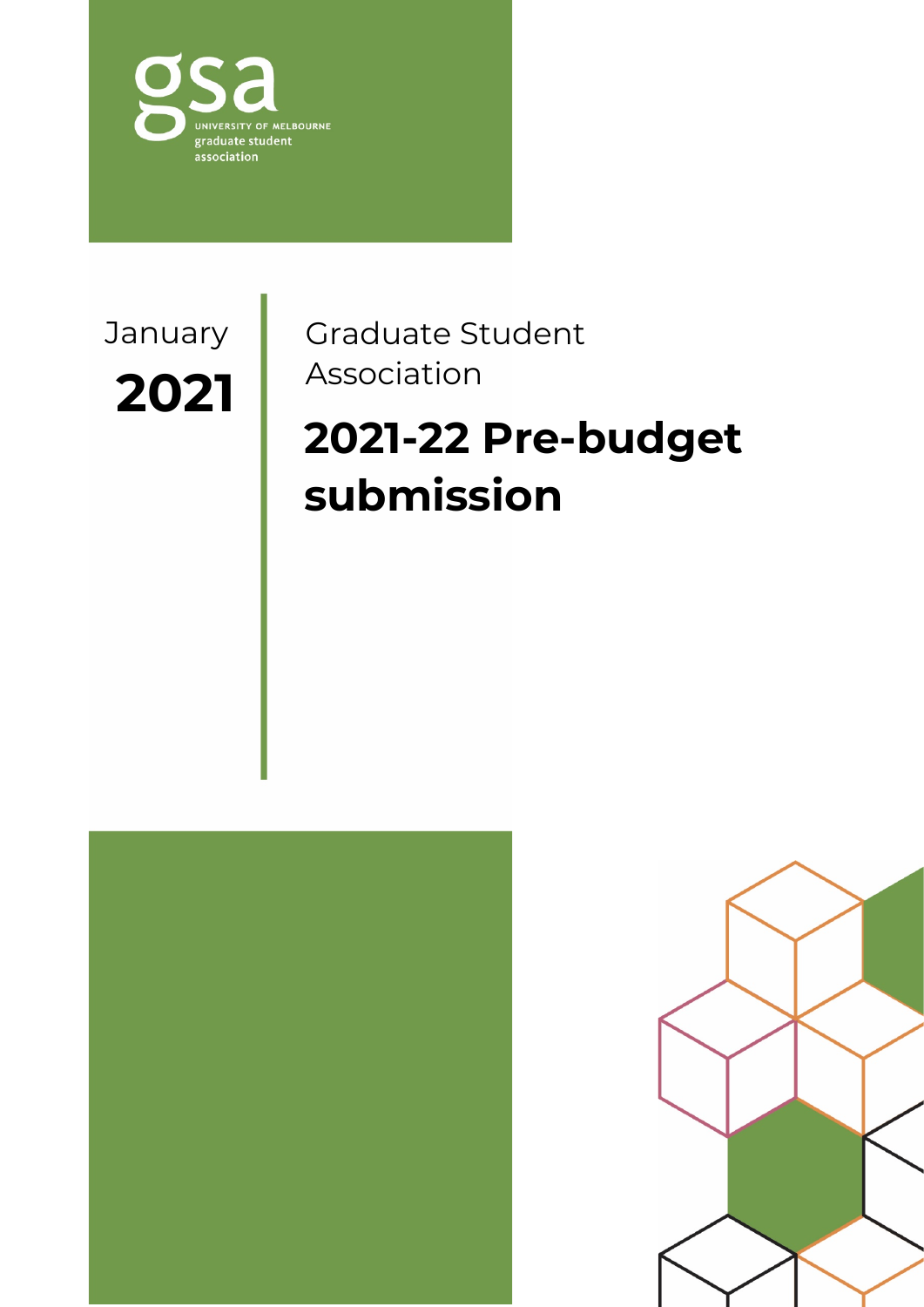gsa

UNIVERSITY OF MELBOURNE
graduate student
association

January

**2021**

Graduate Student
Association

# 2021-22 Pre-budget submission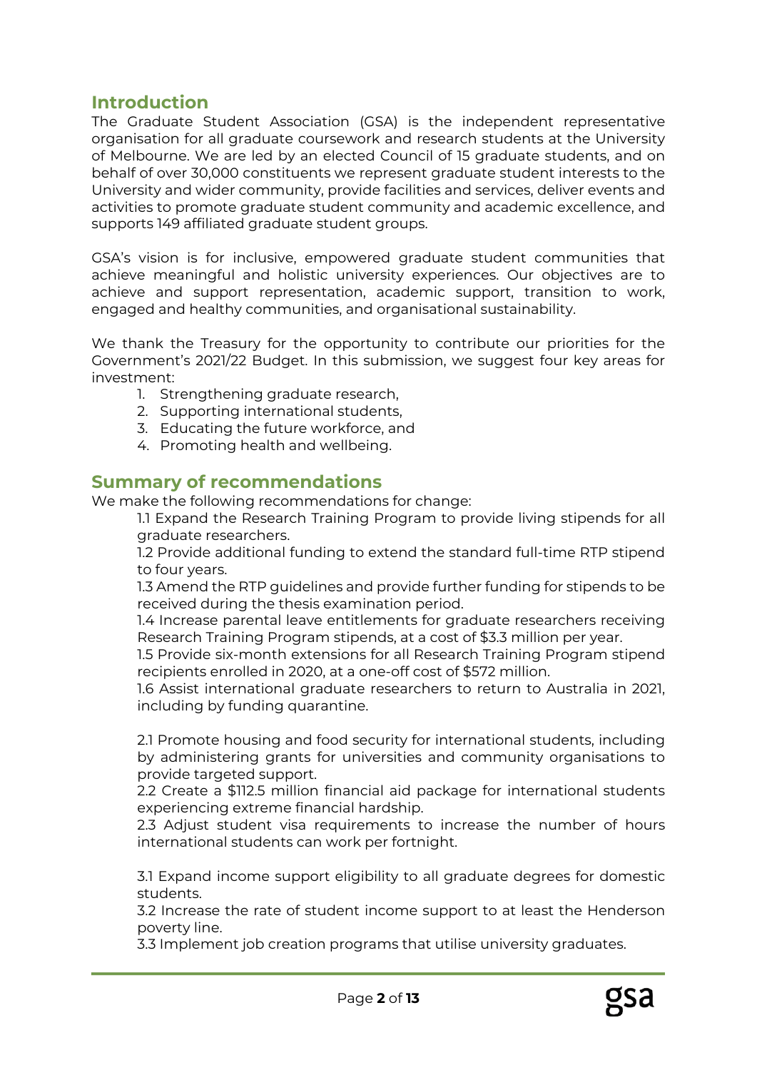## Introduction

The Graduate Student Association (GSA) is the independent representative organisation for all graduate coursework and research students at the University of Melbourne. We are led by an elected Council of 15 graduate students, and on behalf of over 30,000 constituents we represent graduate student interests to the University and wider community, provide facilities and services, deliver events and activities to promote graduate student community and academic excellence, and supports 149 affiliated graduate student groups.

GSA's vision is for inclusive, empowered graduate student communities that achieve meaningful and holistic university experiences. Our objectives are to achieve and support representation, academic support, transition to work, engaged and healthy communities, and organisational sustainability.

We thank the Treasury for the opportunity to contribute our priorities for the Government's 2021/22 Budget. In this submission, we suggest four key areas for investment:

1. Strengthening graduate research,
2. Supporting international students,
3. Educating the future workforce, and
4. Promoting health and wellbeing.

## Summary of recommendations

We make the following recommendations for change:

1.1 Expand the Research Training Program to provide living stipends for all graduate researchers.

1.2 Provide additional funding to extend the standard full-time RTP stipend to four years.

1.3 Amend the RTP guidelines and provide further funding for stipends to be received during the thesis examination period.

1.4 Increase parental leave entitlements for graduate researchers receiving Research Training Program stipends, at a cost of $3.3 million per year.

1.5 Provide six-month extensions for all Research Training Program stipend recipients enrolled in 2020, at a one-off cost of $572 million.

1.6 Assist international graduate researchers to return to Australia in 2021, including by funding quarantine.

2.1 Promote housing and food security for international students, including by administering grants for universities and community organisations to provide targeted support.

2.2 Create a $112.5 million financial aid package for international students experiencing extreme financial hardship.

2.3 Adjust student visa requirements to increase the number of hours international students can work per fortnight.

3.1 Expand income support eligibility to all graduate degrees for domestic students.

3.2 Increase the rate of student income support to at least the Henderson poverty line.

3.3 Implement job creation programs that utilise university graduates.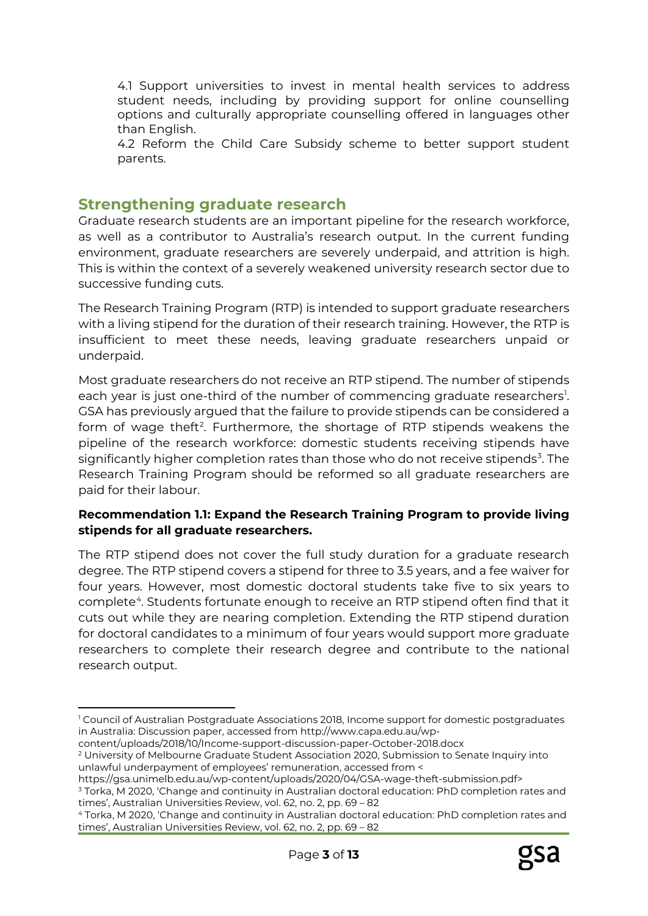4.1 Support universities to invest in mental health services to address student needs, including by providing support for online counselling options and culturally appropriate counselling offered in languages other than English.
4.2 Reform the Child Care Subsidy scheme to better support student parents.

## Strengthening graduate research

Graduate research students are an important pipeline for the research workforce, as well as a contributor to Australia's research output. In the current funding environment, graduate researchers are severely underpaid, and attrition is high. This is within the context of a severely weakened university research sector due to successive funding cuts.

The Research Training Program (RTP) is intended to support graduate researchers with a living stipend for the duration of their research training. However, the RTP is insufficient to meet these needs, leaving graduate researchers unpaid or underpaid.

Most graduate researchers do not receive an RTP stipend. The number of stipends each year is just one-third of the number of commencing graduate researchers[1]. GSA has previously argued that the failure to provide stipends can be considered a form of wage theft[2]. Furthermore, the shortage of RTP stipends weakens the pipeline of the research workforce: domestic students receiving stipends have significantly higher completion rates than those who do not receive stipends[3]. The Research Training Program should be reformed so all graduate researchers are paid for their labour.

**Recommendation 1.1: Expand the Research Training Program to provide living stipends for all graduate researchers.**

The RTP stipend does not cover the full study duration for a graduate research degree. The RTP stipend covers a stipend for three to 3.5 years, and a fee waiver for four years. However, most domestic doctoral students take five to six years to complete[4]. Students fortunate enough to receive an RTP stipend often find that it cuts out while they are nearing completion. Extending the RTP stipend duration for doctoral candidates to a minimum of four years would support more graduate researchers to complete their research degree and contribute to the national research output.

---

[1] Council of Australian Postgraduate Associations 2018, Income support for domestic postgraduates in Australia: Discussion paper, accessed from http://www.capa.edu.au/wp-content/uploads/2018/10/Income-support-discussion-paper-October-2018.docx

[2] University of Melbourne Graduate Student Association 2020, Submission to Senate Inquiry into unlawful underpayment of employees' remuneration, accessed from < https://gsa.unimelb.edu.au/wp-content/uploads/2020/04/GSA-wage-theft-submission.pdf>

[3] Torka, M 2020, 'Change and continuity in Australian doctoral education: PhD completion rates and times', Australian Universities Review, vol. 62, no. 2, pp. 69 – 82

[4] Torka, M 2020, 'Change and continuity in Australian doctoral education: PhD completion rates and times', Australian Universities Review, vol. 62, no. 2, pp. 69 – 82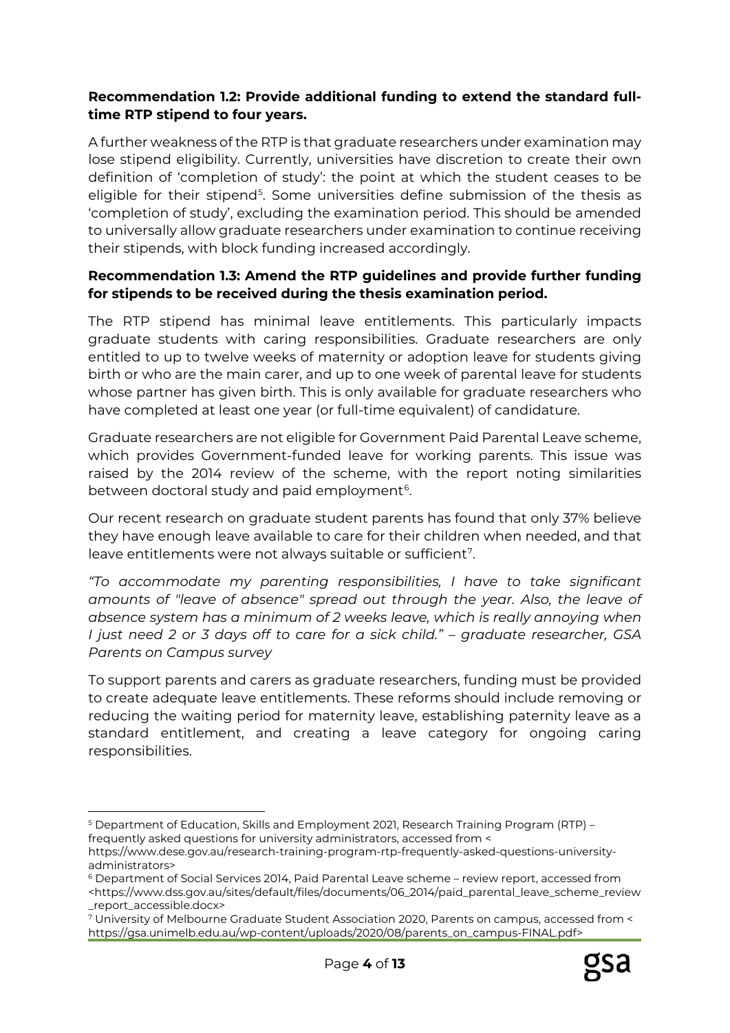**Recommendation 1.2: Provide additional funding to extend the standard full-time RTP stipend to four years.**

A further weakness of the RTP is that graduate researchers under examination may lose stipend eligibility. Currently, universities have discretion to create their own definition of 'completion of study': the point at which the student ceases to be eligible for their stipend[5]. Some universities define submission of the thesis as 'completion of study', excluding the examination period. This should be amended to universally allow graduate researchers under examination to continue receiving their stipends, with block funding increased accordingly.

**Recommendation 1.3: Amend the RTP guidelines and provide further funding for stipends to be received during the thesis examination period.**

The RTP stipend has minimal leave entitlements. This particularly impacts graduate students with caring responsibilities. Graduate researchers are only entitled to up to twelve weeks of maternity or adoption leave for students giving birth or who are the main carer, and up to one week of parental leave for students whose partner has given birth. This is only available for graduate researchers who have completed at least one year (or full-time equivalent) of candidature.

Graduate researchers are not eligible for Government Paid Parental Leave scheme, which provides Government-funded leave for working parents. This issue was raised by the 2014 review of the scheme, with the report noting similarities between doctoral study and paid employment[6].

Our recent research on graduate student parents has found that only 37% believe they have enough leave available to care for their children when needed, and that leave entitlements were not always suitable or sufficient[7].

*"To accommodate my parenting responsibilities, I have to take significant amounts of "leave of absence" spread out through the year. Also, the leave of absence system has a minimum of 2 weeks leave, which is really annoying when I just need 2 or 3 days off to care for a sick child." – graduate researcher, GSA Parents on Campus survey*

To support parents and carers as graduate researchers, funding must be provided to create adequate leave entitlements. These reforms should include removing or reducing the waiting period for maternity leave, establishing paternity leave as a standard entitlement, and creating a leave category for ongoing caring responsibilities.

---

[5] Department of Education, Skills and Employment 2021, Research Training Program (RTP) – frequently asked questions for university administrators, accessed from < https://www.dese.gov.au/research-training-program-rtp-frequently-asked-questions-university-administrators>

[6] Department of Social Services 2014, Paid Parental Leave scheme – review report, accessed from <https://www.dss.gov.au/sites/default/files/documents/06_2014/paid_parental_leave_scheme_review_report_accessible.docx>

[7] University of Melbourne Graduate Student Association 2020, Parents on campus, accessed from < https://gsa.unimelb.edu.au/wp-content/uploads/2020/08/parents_on_campus-FINAL.pdf>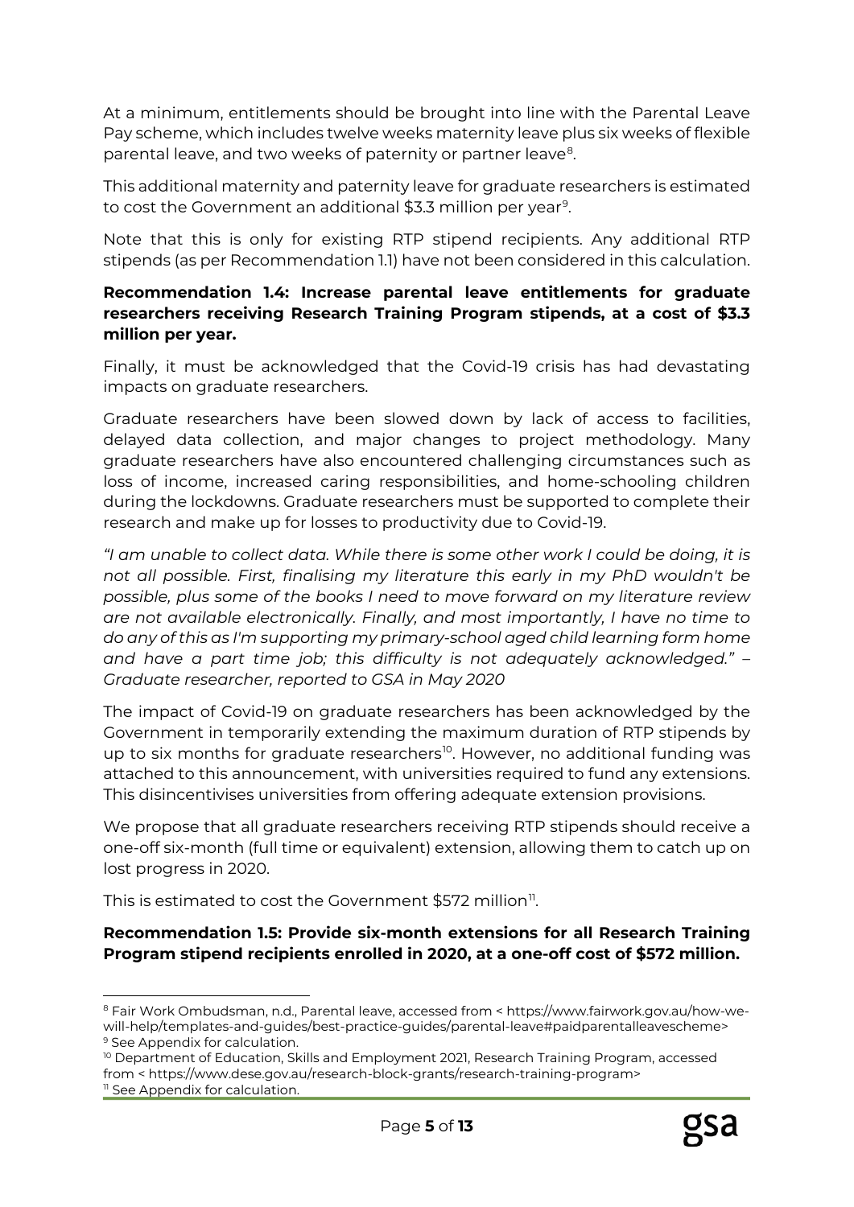At a minimum, entitlements should be brought into line with the Parental Leave Pay scheme, which includes twelve weeks maternity leave plus six weeks of flexible parental leave, and two weeks of paternity or partner leave[8].

This additional maternity and paternity leave for graduate researchers is estimated to cost the Government an additional $3.3 million per year[9].

Note that this is only for existing RTP stipend recipients. Any additional RTP stipends (as per Recommendation 1.1) have not been considered in this calculation.

**Recommendation 1.4: Increase parental leave entitlements for graduate researchers receiving Research Training Program stipends, at a cost of $3.3 million per year.**

Finally, it must be acknowledged that the Covid-19 crisis has had devastating impacts on graduate researchers.

Graduate researchers have been slowed down by lack of access to facilities, delayed data collection, and major changes to project methodology. Many graduate researchers have also encountered challenging circumstances such as loss of income, increased caring responsibilities, and home-schooling children during the lockdowns. Graduate researchers must be supported to complete their research and make up for losses to productivity due to Covid-19.

*"I am unable to collect data. While there is some other work I could be doing, it is not all possible. First, finalising my literature this early in my PhD wouldn't be possible, plus some of the books I need to move forward on my literature review are not available electronically. Finally, and most importantly, I have no time to do any of this as I'm supporting my primary-school aged child learning form home and have a part time job; this difficulty is not adequately acknowledged." – Graduate researcher, reported to GSA in May 2020*

The impact of Covid-19 on graduate researchers has been acknowledged by the Government in temporarily extending the maximum duration of RTP stipends by up to six months for graduate researchers[10]. However, no additional funding was attached to this announcement, with universities required to fund any extensions. This disincentivises universities from offering adequate extension provisions.

We propose that all graduate researchers receiving RTP stipends should receive a one-off six-month (full time or equivalent) extension, allowing them to catch up on lost progress in 2020.

This is estimated to cost the Government $572 million[11].

**Recommendation 1.5: Provide six-month extensions for all Research Training Program stipend recipients enrolled in 2020, at a one-off cost of $572 million.**

---

[8] Fair Work Ombudsman, n.d., Parental leave, accessed from < https://www.fairwork.gov.au/how-we-will-help/templates-and-guides/best-practice-guides/parental-leave#paidparentalleavescheme>

[9] See Appendix for calculation.

[10] Department of Education, Skills and Employment 2021, Research Training Program, accessed from < https://www.dese.gov.au/research-block-grants/research-training-program>

[11] See Appendix for calculation.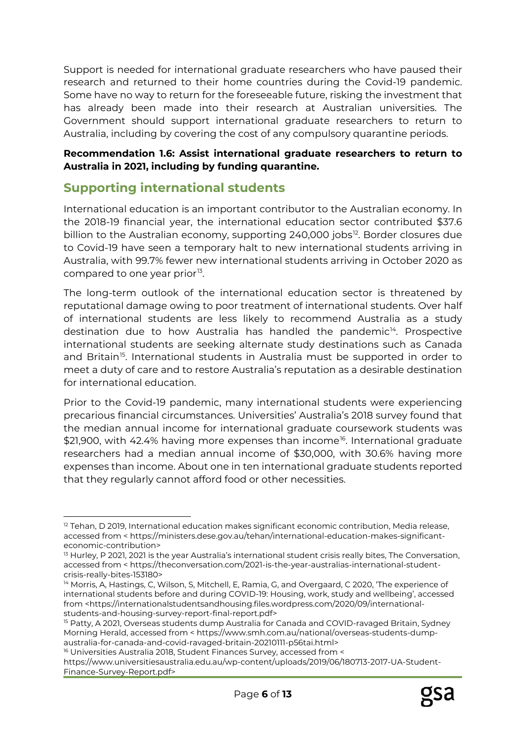Support is needed for international graduate researchers who have paused their research and returned to their home countries during the Covid-19 pandemic. Some have no way to return for the foreseeable future, risking the investment that has already been made into their research at Australian universities. The Government should support international graduate researchers to return to Australia, including by covering the cost of any compulsory quarantine periods.

**Recommendation 1.6: Assist international graduate researchers to return to Australia in 2021, including by funding quarantine.**

## Supporting international students

International education is an important contributor to the Australian economy. In the 2018-19 financial year, the international education sector contributed $37.6 billion to the Australian economy, supporting 240,000 jobs[12]. Border closures due to Covid-19 have seen a temporary halt to new international students arriving in Australia, with 99.7% fewer new international students arriving in October 2020 as compared to one year prior[13].

The long-term outlook of the international education sector is threatened by reputational damage owing to poor treatment of international students. Over half of international students are less likely to recommend Australia as a study destination due to how Australia has handled the pandemic[14]. Prospective international students are seeking alternate study destinations such as Canada and Britain[15]. International students in Australia must be supported in order to meet a duty of care and to restore Australia's reputation as a desirable destination for international education.

Prior to the Covid-19 pandemic, many international students were experiencing precarious financial circumstances. Universities' Australia's 2018 survey found that the median annual income for international graduate coursework students was $21,900, with 42.4% having more expenses than income[16]. International graduate researchers had a median annual income of $30,000, with 30.6% having more expenses than income. About one in ten international graduate students reported that they regularly cannot afford food or other necessities.

---

[12] Tehan, D 2019, International education makes significant economic contribution, Media release, accessed from < https://ministers.dese.gov.au/tehan/international-education-makes-significant-economic-contribution>

[13] Hurley, P 2021, 2021 is the year Australia's international student crisis really bites, The Conversation, accessed from < https://theconversation.com/2021-is-the-year-australias-international-student-crisis-really-bites-153180>

[14] Morris, A, Hastings, C, Wilson, S, Mitchell, E, Ramia, G, and Overgaard, C 2020, 'The experience of international students before and during COVID-19: Housing, work, study and wellbeing', accessed from <https://internationalstudentsandhousing.files.wordpress.com/2020/09/international-students-and-housing-survey-report-final-report.pdf>

[15] Patty, A 2021, Overseas students dump Australia for Canada and COVID-ravaged Britain, Sydney Morning Herald, accessed from < https://www.smh.com.au/national/overseas-students-dump-australia-for-canada-and-covid-ravaged-britain-20210111-p56tai.html>

[16] Universities Australia 2018, Student Finances Survey, accessed from < https://www.universitiesaustralia.edu.au/wp-content/uploads/2019/06/180713-2017-UA-Student-Finance-Survey-Report.pdf>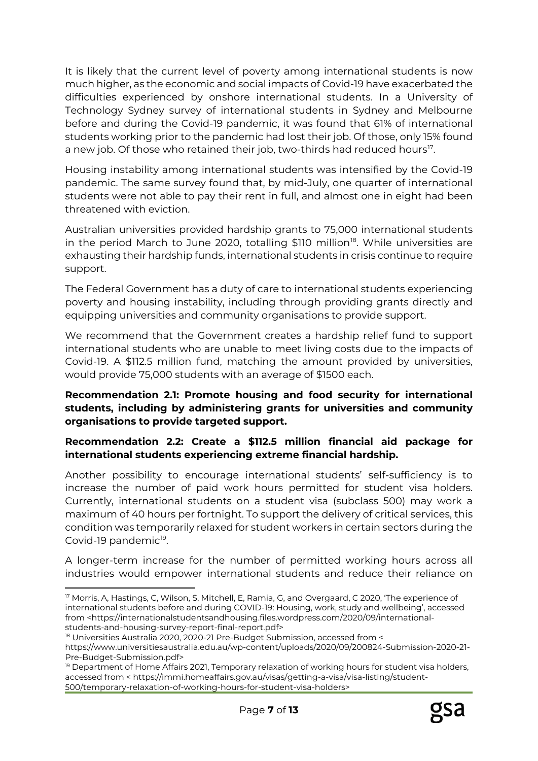It is likely that the current level of poverty among international students is now much higher, as the economic and social impacts of Covid-19 have exacerbated the difficulties experienced by onshore international students. In a University of Technology Sydney survey of international students in Sydney and Melbourne before and during the Covid-19 pandemic, it was found that 61% of international students working prior to the pandemic had lost their job. Of those, only 15% found a new job. Of those who retained their job, two-thirds had reduced hours[17].

Housing instability among international students was intensified by the Covid-19 pandemic. The same survey found that, by mid-July, one quarter of international students were not able to pay their rent in full, and almost one in eight had been threatened with eviction.

Australian universities provided hardship grants to 75,000 international students in the period March to June 2020, totalling $110 million[18]. While universities are exhausting their hardship funds, international students in crisis continue to require support.

The Federal Government has a duty of care to international students experiencing poverty and housing instability, including through providing grants directly and equipping universities and community organisations to provide support.

We recommend that the Government creates a hardship relief fund to support international students who are unable to meet living costs due to the impacts of Covid-19. A $112.5 million fund, matching the amount provided by universities, would provide 75,000 students with an average of $1500 each.

**Recommendation 2.1: Promote housing and food security for international students, including by administering grants for universities and community organisations to provide targeted support.**

**Recommendation 2.2: Create a $112.5 million financial aid package for international students experiencing extreme financial hardship.**

Another possibility to encourage international students' self-sufficiency is to increase the number of paid work hours permitted for student visa holders. Currently, international students on a student visa (subclass 500) may work a maximum of 40 hours per fortnight. To support the delivery of critical services, this condition was temporarily relaxed for student workers in certain sectors during the Covid-19 pandemic[19].

A longer-term increase for the number of permitted working hours across all industries would empower international students and reduce their reliance on

---

[17] Morris, A, Hastings, C, Wilson, S, Mitchell, E, Ramia, G, and Overgaard, C 2020, 'The experience of international students before and during COVID-19: Housing, work, study and wellbeing', accessed from <https://internationalstudentsandhousing.files.wordpress.com/2020/09/international-students-and-housing-survey-report-final-report.pdf>

[18] Universities Australia 2020, 2020-21 Pre-Budget Submission, accessed from < https://www.universitiesaustralia.edu.au/wp-content/uploads/2020/09/200824-Submission-2020-21-Pre-Budget-Submission.pdf>

[19] Department of Home Affairs 2021, Temporary relaxation of working hours for student visa holders, accessed from < https://immi.homeaffairs.gov.au/visas/getting-a-visa/visa-listing/student-500/temporary-relaxation-of-working-hours-for-student-visa-holders>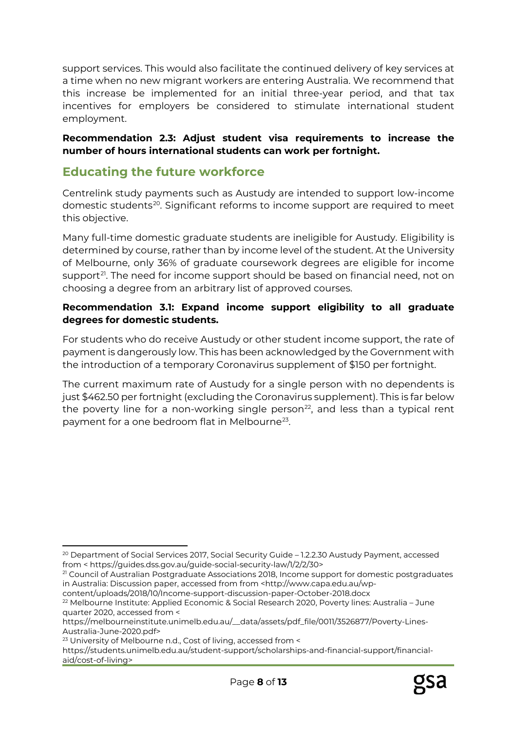support services. This would also facilitate the continued delivery of key services at a time when no new migrant workers are entering Australia. We recommend that this increase be implemented for an initial three-year period, and that tax incentives for employers be considered to stimulate international student employment.

**Recommendation 2.3: Adjust student visa requirements to increase the number of hours international students can work per fortnight.**

## Educating the future workforce

Centrelink study payments such as Austudy are intended to support low-income domestic students[20]. Significant reforms to income support are required to meet this objective.

Many full-time domestic graduate students are ineligible for Austudy. Eligibility is determined by course, rather than by income level of the student. At the University of Melbourne, only 36% of graduate coursework degrees are eligible for income support[21]. The need for income support should be based on financial need, not on choosing a degree from an arbitrary list of approved courses.

**Recommendation 3.1: Expand income support eligibility to all graduate degrees for domestic students.**

For students who do receive Austudy or other student income support, the rate of payment is dangerously low. This has been acknowledged by the Government with the introduction of a temporary Coronavirus supplement of $150 per fortnight.

The current maximum rate of Austudy for a single person with no dependents is just $462.50 per fortnight (excluding the Coronavirus supplement). This is far below the poverty line for a non-working single person[22], and less than a typical rent payment for a one bedroom flat in Melbourne[23].

---

[20] Department of Social Services 2017, Social Security Guide – 1.2.2.30 Austudy Payment, accessed from < https://guides.dss.gov.au/guide-social-security-law/1/2/2/30>

[21] Council of Australian Postgraduate Associations 2018, Income support for domestic postgraduates in Australia: Discussion paper, accessed from from <http://www.capa.edu.au/wp-content/uploads/2018/10/Income-support-discussion-paper-October-2018.docx

[22] Melbourne Institute: Applied Economic & Social Research 2020, Poverty lines: Australia – June quarter 2020, accessed from < https://melbourneinstitute.unimelb.edu.au/__data/assets/pdf_file/0011/3526877/Poverty-Lines-Australia-June-2020.pdf>

[23] University of Melbourne n.d., Cost of living, accessed from < https://students.unimelb.edu.au/student-support/scholarships-and-financial-support/financial-aid/cost-of-living>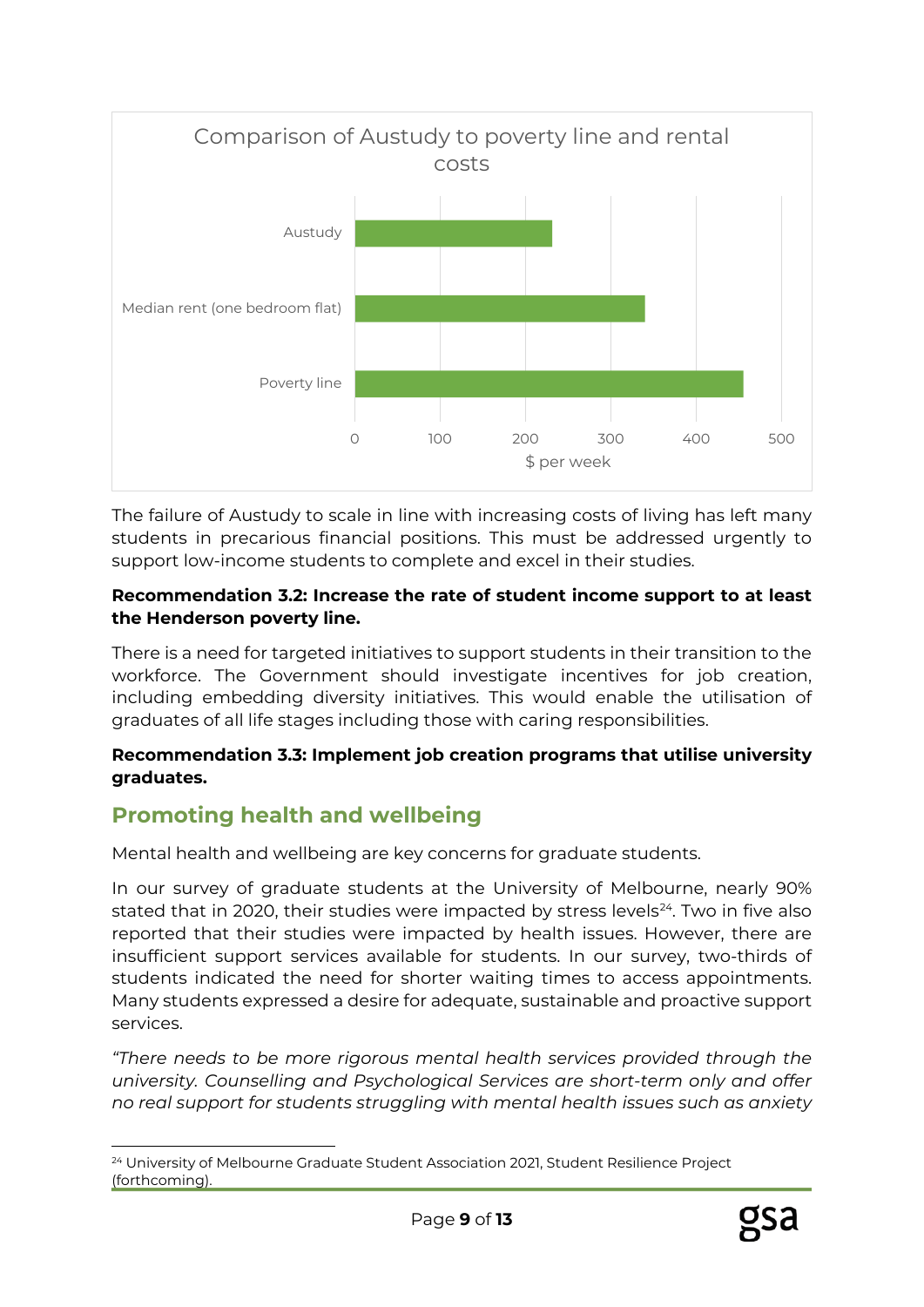Comparison of Austudy to poverty line and rental costs

| | $ per week |
|---|---|
| Austudy | ~231 |
| Median rent (one bedroom flat) | ~340 |
| Poverty line | ~455 |

The failure of Austudy to scale in line with increasing costs of living has left many students in precarious financial positions. This must be addressed urgently to support low-income students to complete and excel in their studies.

**Recommendation 3.2: Increase the rate of student income support to at least the Henderson poverty line.**

There is a need for targeted initiatives to support students in their transition to the workforce. The Government should investigate incentives for job creation, including embedding diversity initiatives. This would enable the utilisation of graduates of all life stages including those with caring responsibilities.

**Recommendation 3.3: Implement job creation programs that utilise university graduates.**

## Promoting health and wellbeing

Mental health and wellbeing are key concerns for graduate students.

In our survey of graduate students at the University of Melbourne, nearly 90% stated that in 2020, their studies were impacted by stress levels[24]. Two in five also reported that their studies were impacted by health issues. However, there are insufficient support services available for students. In our survey, two-thirds of students indicated the need for shorter waiting times to access appointments. Many students expressed a desire for adequate, sustainable and proactive support services.

*"There needs to be more rigorous mental health services provided through the university. Counselling and Psychological Services are short-term only and offer no real support for students struggling with mental health issues such as anxiety*

[24] University of Melbourne Graduate Student Association 2021, Student Resilience Project (forthcoming).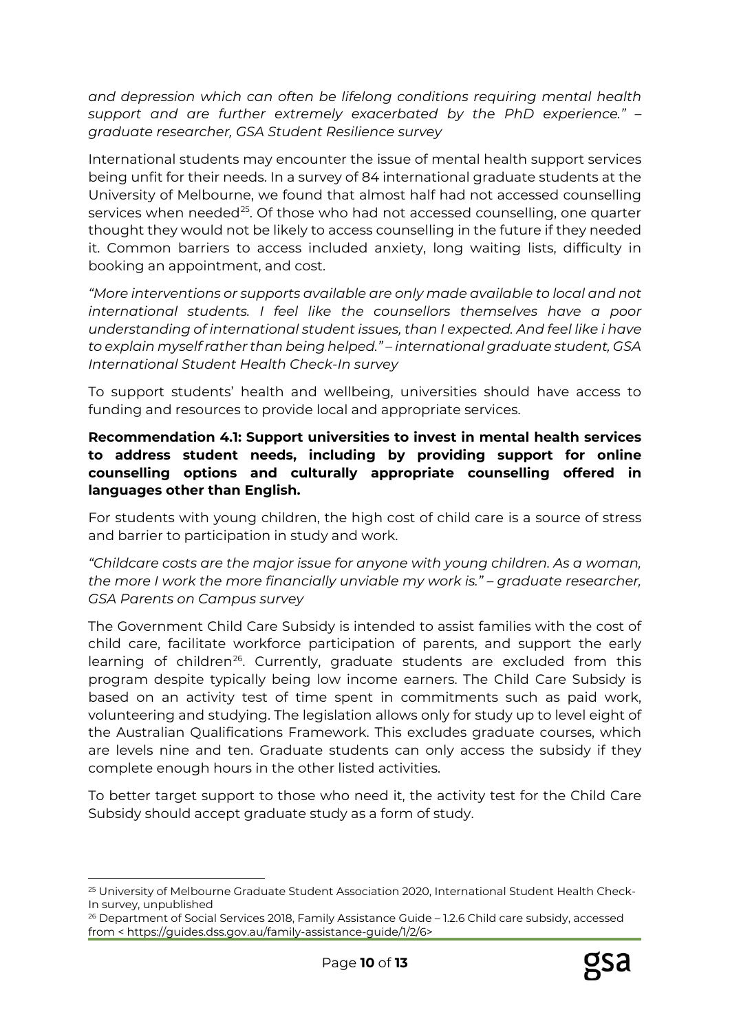*and depression which can often be lifelong conditions requiring mental health support and are further extremely exacerbated by the PhD experience." – graduate researcher, GSA Student Resilience survey*

International students may encounter the issue of mental health support services being unfit for their needs. In a survey of 84 international graduate students at the University of Melbourne, we found that almost half had not accessed counselling services when needed[25]. Of those who had not accessed counselling, one quarter thought they would not be likely to access counselling in the future if they needed it. Common barriers to access included anxiety, long waiting lists, difficulty in booking an appointment, and cost.

*"More interventions or supports available are only made available to local and not international students. I feel like the counsellors themselves have a poor understanding of international student issues, than I expected. And feel like i have to explain myself rather than being helped." – international graduate student, GSA International Student Health Check-In survey*

To support students' health and wellbeing, universities should have access to funding and resources to provide local and appropriate services.

**Recommendation 4.1: Support universities to invest in mental health services to address student needs, including by providing support for online counselling options and culturally appropriate counselling offered in languages other than English.**

For students with young children, the high cost of child care is a source of stress and barrier to participation in study and work.

*"Childcare costs are the major issue for anyone with young children. As a woman, the more I work the more financially unviable my work is." – graduate researcher, GSA Parents on Campus survey*

The Government Child Care Subsidy is intended to assist families with the cost of child care, facilitate workforce participation of parents, and support the early learning of children[26]. Currently, graduate students are excluded from this program despite typically being low income earners. The Child Care Subsidy is based on an activity test of time spent in commitments such as paid work, volunteering and studying. The legislation allows only for study up to level eight of the Australian Qualifications Framework. This excludes graduate courses, which are levels nine and ten. Graduate students can only access the subsidy if they complete enough hours in the other listed activities.

To better target support to those who need it, the activity test for the Child Care Subsidy should accept graduate study as a form of study.

---

[25] University of Melbourne Graduate Student Association 2020, International Student Health Check-In survey, unpublished

[26] Department of Social Services 2018, Family Assistance Guide – 1.2.6 Child care subsidy, accessed from < https://guides.dss.gov.au/family-assistance-guide/1/2/6>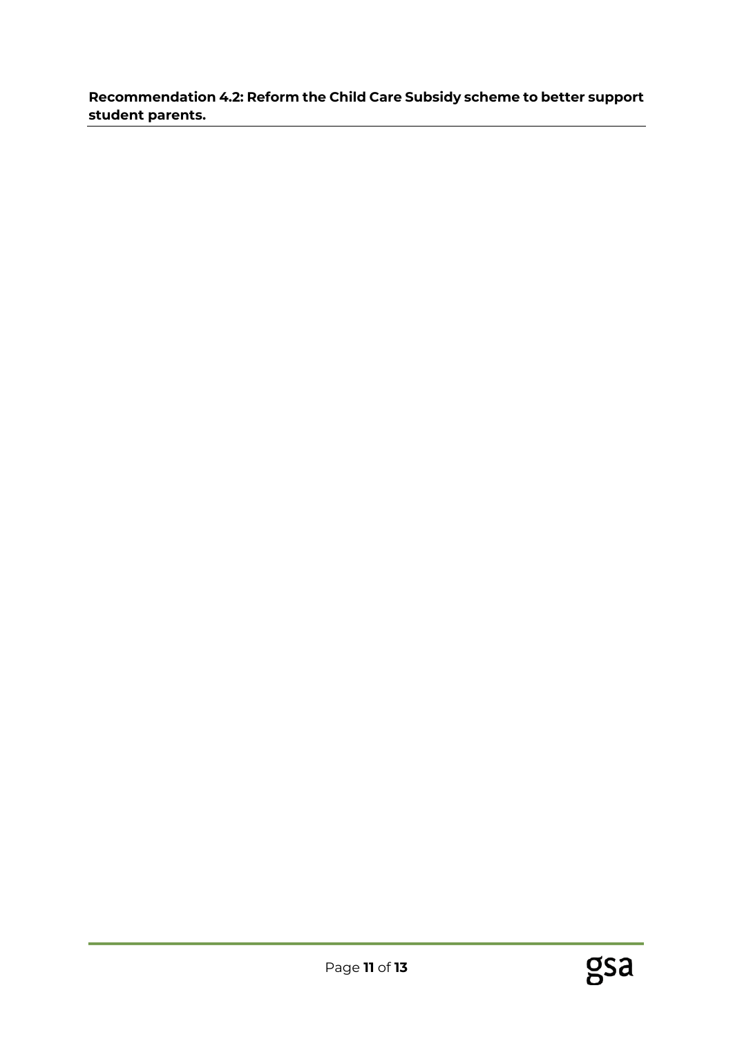**Recommendation 4.2: Reform the Child Care Subsidy scheme to better support student parents.**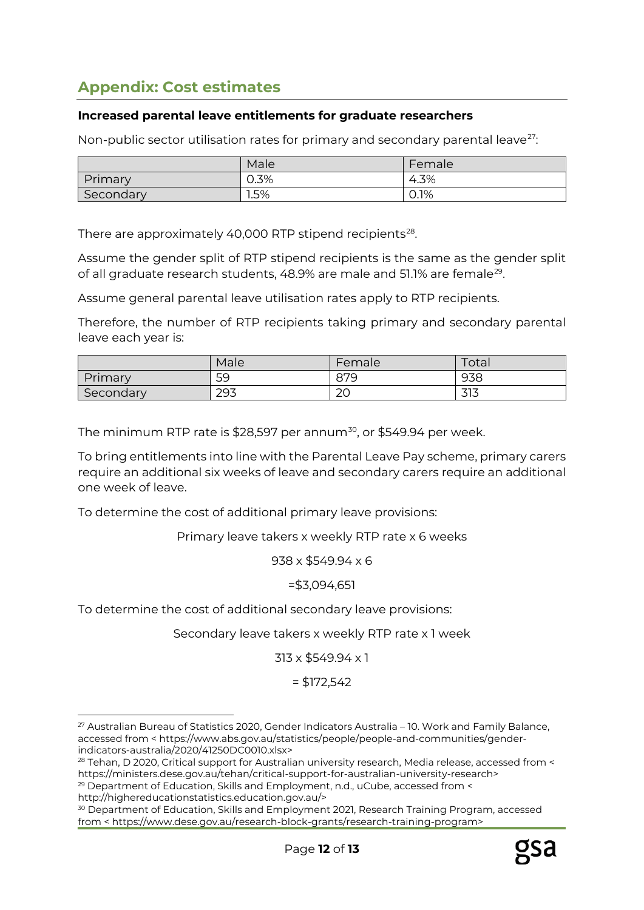## Appendix: Cost estimates

### Increased parental leave entitlements for graduate researchers

Non-public sector utilisation rates for primary and secondary parental leave[27]:

| | Male | Female |
|---|---|---|
| Primary | 0.3% | 4.3% |
| Secondary | 1.5% | 0.1% |

There are approximately 40,000 RTP stipend recipients[28].

Assume the gender split of RTP stipend recipients is the same as the gender split of all graduate research students, 48.9% are male and 51.1% are female[29].

Assume general parental leave utilisation rates apply to RTP recipients.

Therefore, the number of RTP recipients taking primary and secondary parental leave each year is:

| | Male | Female | Total |
|---|---|---|---|
| Primary | 59 | 879 | 938 |
| Secondary | 293 | 20 | 313 |

The minimum RTP rate is $28,597 per annum[30], or $549.94 per week.

To bring entitlements into line with the Parental Leave Pay scheme, primary carers require an additional six weeks of leave and secondary carers require an additional one week of leave.

To determine the cost of additional primary leave provisions:

Primary leave takers x weekly RTP rate x 6 weeks

938 x $549.94 x 6

=$3,094,651

To determine the cost of additional secondary leave provisions:

Secondary leave takers x weekly RTP rate x 1 week

313 x $549.94 x 1

= $172,542

---

[27] Australian Bureau of Statistics 2020, Gender Indicators Australia – 10. Work and Family Balance, accessed from < https://www.abs.gov.au/statistics/people/people-and-communities/gender-indicators-australia/2020/41250DC0010.xlsx>

[28] Tehan, D 2020, Critical support for Australian university research, Media release, accessed from < https://ministers.dese.gov.au/tehan/critical-support-for-australian-university-research>

[29] Department of Education, Skills and Employment, n.d., uCube, accessed from < http://highereducationstatistics.education.gov.au/>

[30] Department of Education, Skills and Employment 2021, Research Training Program, accessed from < https://www.dese.gov.au/research-block-grants/research-training-program>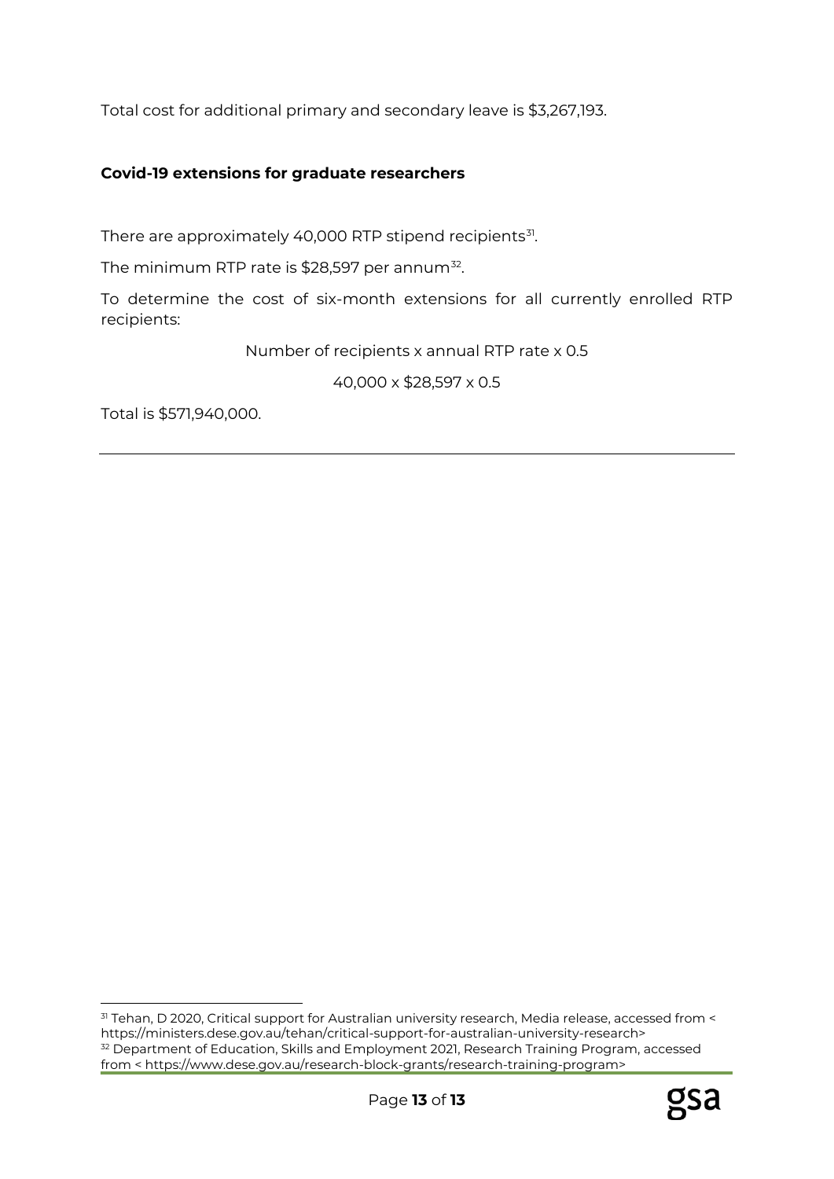Total cost for additional primary and secondary leave is $3,267,193.

**Covid-19 extensions for graduate researchers**

There are approximately 40,000 RTP stipend recipients[31].

The minimum RTP rate is $28,597 per annum[32].

To determine the cost of six-month extensions for all currently enrolled RTP recipients:

Number of recipients x annual RTP rate x 0.5

40,000 x $28,597 x 0.5

Total is $571,940,000.

---

[31] Tehan, D 2020, Critical support for Australian university research, Media release, accessed from < https://ministers.dese.gov.au/tehan/critical-support-for-australian-university-research>

[32] Department of Education, Skills and Employment 2021, Research Training Program, accessed from < https://www.dese.gov.au/research-block-grants/research-training-program>